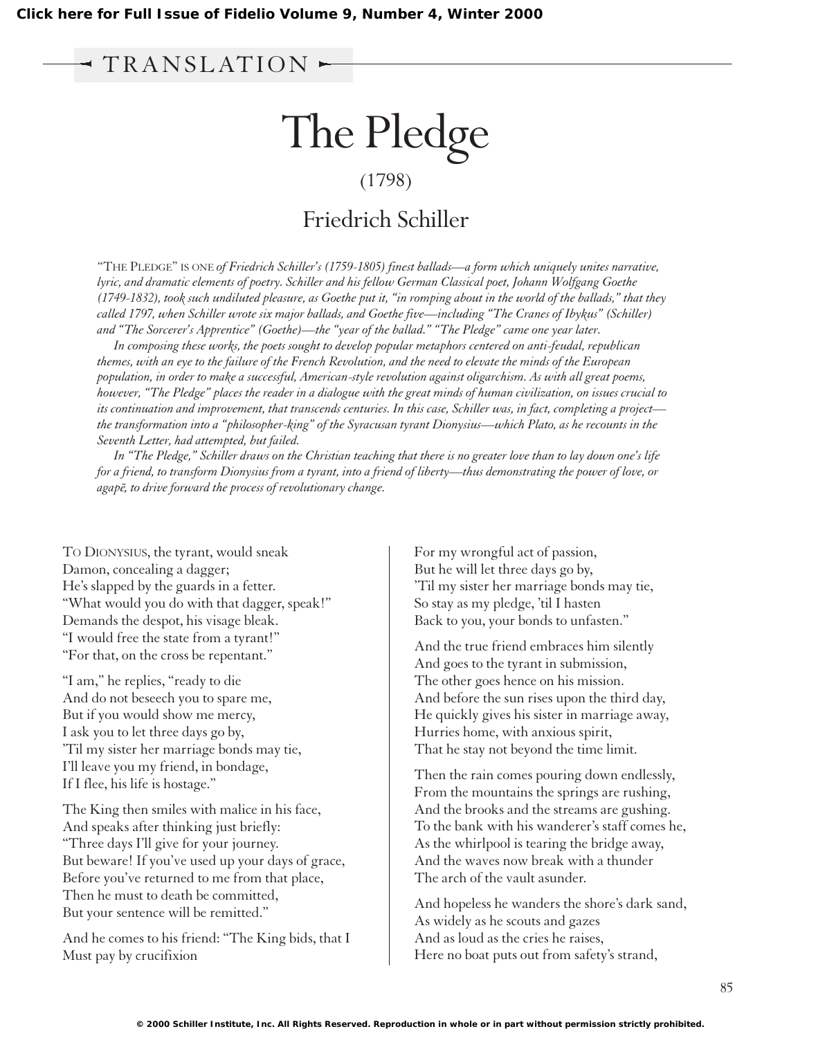TRANSLATION

# The Pledge

(1798)

## Friedrich Schiller

"The Pledge" is one *of Friedrich Schiller's (1759-1805) finest ballads—a form which uniquely unites narrative, lyric, and dramatic elements of poetry. Schiller and his fellow German Classical poet, Johann Wolfgang Goethe (1749-1832), took such undiluted pleasure, as Goethe put it, "in romping about in the world of the ballads," that they called 1797, when Schiller wrote six major ballads, and Goethe five—including "The Cranes of Ibykus" (Schiller) and "The Sorcerer's Apprentice" (Goethe)—the "year of the ballad." "The Pledge" came one year later.*

*In composing these works, the poets sought to develop popular metaphors centered on anti-feudal, republican themes, with an eye to the failure of the French Revolution, and the need to elevate the minds of the European population, in order to make a successful, American-style revolution against oligarchism. As with all great poems, however, "The Pledge" places the reader in a dialogue with the great minds of human civilization, on issues crucial to its continuation and improvement, that transcends centuries. In this case, Schiller was, in fact, completing a project—the transformation into a "philosopher-king" of the Syracusan tyrant Dionysius—which Plato, as he recounts in the Seventh Letter, had attempted, but failed.*

*In "The Pledge," Schiller draws on the Christian teaching that there is no greater love than to lay down one's life for a friend, to transform Dionysius from a tyrant, into a friend of liberty—thus demonstrating the power of love, or agapē, to drive forward the process of revolutionary change.*

To Dionysius, the tyrant, would sneak
Damon, concealing a dagger;
He's slapped by the guards in a fetter.
"What would you do with that dagger, speak!"
Demands the despot, his visage bleak.
"I would free the state from a tyrant!"
"For that, on the cross be repentant."

"I am," he replies, "ready to die
And do not beseech you to spare me,
But if you would show me mercy,
I ask you to let three days go by,
'Til my sister her marriage bonds may tie,
I'll leave you my friend, in bondage,
If I flee, his life is hostage."

The King then smiles with malice in his face,
And speaks after thinking just briefly:
"Three days I'll give for your journey.
But beware! If you've used up your days of grace,
Before you've returned to me from that place,
Then he must to death be committed,
But your sentence will be remitted."

And he comes to his friend: "The King bids, that I
Must pay by crucifixion
For my wrongful act of passion,
But he will let three days go by,
'Til my sister her marriage bonds may tie,
So stay as my pledge, 'til I hasten
Back to you, your bonds to unfasten."

And the true friend embraces him silently
And goes to the tyrant in submission,
The other goes hence on his mission.
And before the sun rises upon the third day,
He quickly gives his sister in marriage away,
Hurries home, with anxious spirit,
That he stay not beyond the time limit.

Then the rain comes pouring down endlessly,
From the mountains the springs are rushing,
And the brooks and the streams are gushing.
To the bank with his wanderer's staff comes he,
As the whirlpool is tearing the bridge away,
And the waves now break with a thunder
The arch of the vault asunder.

And hopeless he wanders the shore's dark sand,
As widely as he scouts and gazes
And as loud as the cries he raises,
Here no boat puts out from safety's strand,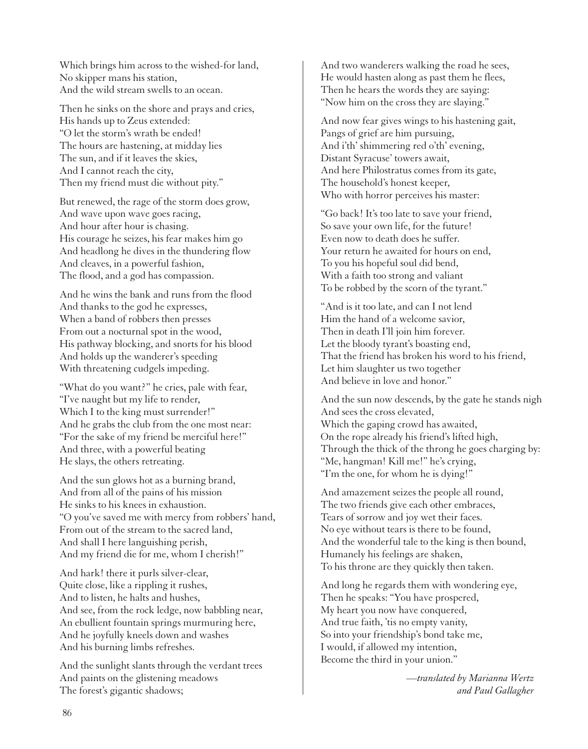Which brings him across to the wished-for land,
No skipper mans his station,
And the wild stream swells to an ocean.

Then he sinks on the shore and prays and cries,
His hands up to Zeus extended:
"O let the storm's wrath be ended!
The hours are hastening, at midday lies
The sun, and if it leaves the skies,
And I cannot reach the city,
Then my friend must die without pity."

But renewed, the rage of the storm does grow,
And wave upon wave goes racing,
And hour after hour is chasing.
His courage he seizes, his fear makes him go
And headlong he dives in the thundering flow
And cleaves, in a powerful fashion,
The flood, and a god has compassion.

And he wins the bank and runs from the flood
And thanks to the god he expresses,
When a band of robbers then presses
From out a nocturnal spot in the wood,
His pathway blocking, and snorts for his blood
And holds up the wanderer's speeding
With threatening cudgels impeding.

"What do you want?" he cries, pale with fear,
"I've naught but my life to render,
Which I to the king must surrender!"
And he grabs the club from the one most near:
"For the sake of my friend be merciful here!"
And three, with a powerful beating
He slays, the others retreating.

And the sun glows hot as a burning brand,
And from all of the pains of his mission
He sinks to his knees in exhaustion.
"O you've saved me with mercy from robbers' hand,
From out of the stream to the sacred land,
And shall I here languishing perish,
And my friend die for me, whom I cherish!"

And hark! there it purls silver-clear,
Quite close, like a rippling it rushes,
And to listen, he halts and hushes,
And see, from the rock ledge, now babbling near,
An ebullient fountain springs murmuring here,
And he joyfully kneels down and washes
And his burning limbs refreshes.

And the sunlight slants through the verdant trees
And paints on the glistening meadows
The forest's gigantic shadows;
And two wanderers walking the road he sees,
He would hasten along as past them he flees,
Then he hears the words they are saying:
"Now him on the cross they are slaying."

And now fear gives wings to his hastening gait,
Pangs of grief are him pursuing,
And i'th' shimmering red o'th' evening,
Distant Syracuse' towers await,
And here Philostratus comes from its gate,
The household's honest keeper,
Who with horror perceives his master:

"Go back! It's too late to save your friend,
So save your own life, for the future!
Even now to death does he suffer.
Your return he awaited for hours on end,
To you his hopeful soul did bend,
With a faith too strong and valiant
To be robbed by the scorn of the tyrant."

"And is it too late, and can I not lend
Him the hand of a welcome savior,
Then in death I'll join him forever.
Let the bloody tyrant's boasting end,
That the friend has broken his word to his friend,
Let him slaughter us two together
And believe in love and honor."

And the sun now descends, by the gate he stands nigh
And sees the cross elevated,
Which the gaping crowd has awaited,
On the rope already his friend's lifted high,
Through the thick of the throng he goes charging by:
"Me, hangman! Kill me!" he's crying,
"I'm the one, for whom he is dying!"

And amazement seizes the people all round,
The two friends give each other embraces,
Tears of sorrow and joy wet their faces.
No eye without tears is there to be found,
And the wonderful tale to the king is then bound,
Humanely his feelings are shaken,
To his throne are they quickly then taken.

And long he regards them with wondering eye,
Then he speaks: "You have prospered,
My heart you now have conquered,
And true faith, 'tis no empty vanity,
So into your friendship's bond take me,
I would, if allowed my intention,
Become the third in your union."

—*translated by Marianna Wertz and Paul Gallagher*